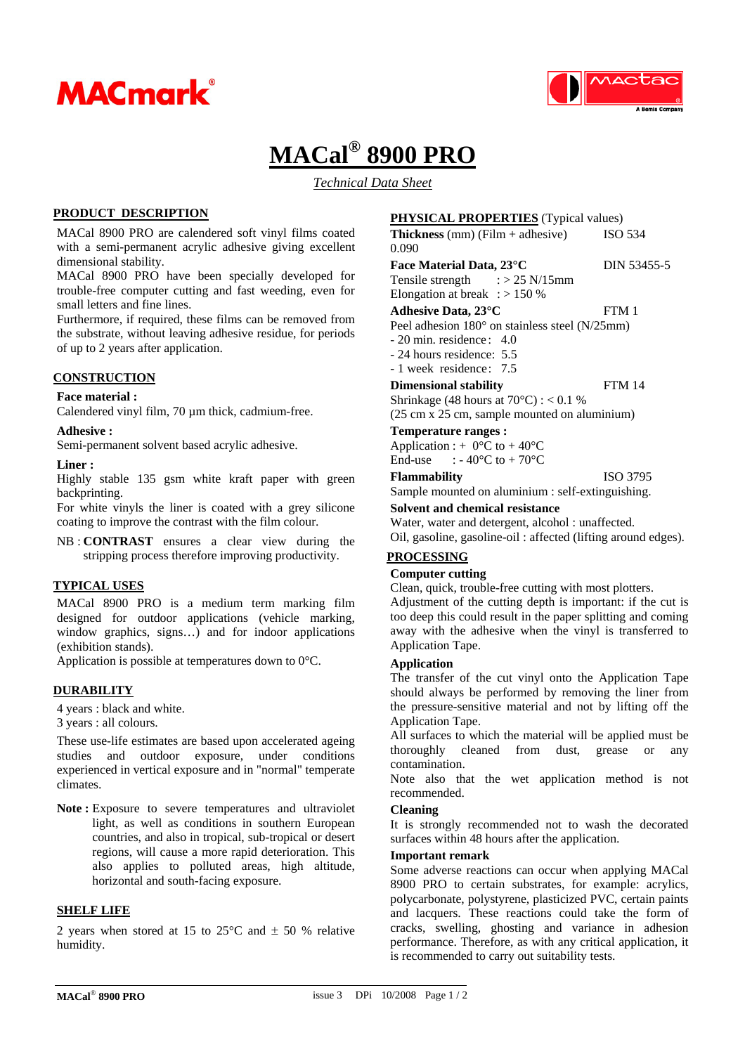MACmark®

mactac — A Bemis Company

# MACal® 8900 PRO

*Technical Data Sheet*

## PRODUCT DESCRIPTION

MACal 8900 PRO are calendered soft vinyl films coated with a semi-permanent acrylic adhesive giving excellent dimensional stability.

MACal 8900 PRO have been specially developed for trouble-free computer cutting and fast weeding, even for small letters and fine lines.

Furthermore, if required, these films can be removed from the substrate, without leaving adhesive residue, for periods of up to 2 years after application.

## CONSTRUCTION

**Face material :**
Calendered vinyl film, 70 µm thick, cadmium-free.

**Adhesive :**
Semi-permanent solvent based acrylic adhesive.

**Liner :**
Highly stable 135 gsm white kraft paper with green backprinting.
For white vinyls the liner is coated with a grey silicone coating to improve the contrast with the film colour.

NB : **CONTRAST** ensures a clear view during the stripping process therefore improving productivity.

## TYPICAL USES

MACal 8900 PRO is a medium term marking film designed for outdoor applications (vehicle marking, window graphics, signs…) and for indoor applications (exhibition stands).
Application is possible at temperatures down to 0°C.

## DURABILITY

4 years : black and white.
3 years : all colours.

These use-life estimates are based upon accelerated ageing studies and outdoor exposure, under conditions experienced in vertical exposure and in "normal" temperate climates.

**Note :** Exposure to severe temperatures and ultraviolet light, as well as conditions in southern European countries, and also in tropical, sub-tropical or desert regions, will cause a more rapid deterioration. This also applies to polluted areas, high altitude, horizontal and south-facing exposure.

## SHELF LIFE

2 years when stored at 15 to 25°C and ± 50 % relative humidity.

## PHYSICAL PROPERTIES (Typical values)

**Thickness** (mm) (Film + adhesive) ISO 534
0.090

**Face Material Data, 23°C** DIN 53455-5
Tensile strength : > 25 N/15mm
Elongation at break : > 150 %

**Adhesive Data, 23°C** FTM 1
Peel adhesion 180° on stainless steel (N/25mm)
- 20 min. residence : 4.0
- 24 hours residence: 5.5
- 1 week residence : 7.5

**Dimensional stability** FTM 14
Shrinkage (48 hours at 70°C) : < 0.1 %
(25 cm x 25 cm, sample mounted on aluminium)

**Temperature ranges :**
Application : + 0°C to + 40°C
End-use : - 40°C to + 70°C

**Flammability** ISO 3795
Sample mounted on aluminium : self-extinguishing.

**Solvent and chemical resistance**
Water, water and detergent, alcohol : unaffected.
Oil, gasoline, gasoline-oil : affected (lifting around edges).

## PROCESSING

**Computer cutting**
Clean, quick, trouble-free cutting with most plotters.
Adjustment of the cutting depth is important: if the cut is too deep this could result in the paper splitting and coming away with the adhesive when the vinyl is transferred to Application Tape.

**Application**
The transfer of the cut vinyl onto the Application Tape should always be performed by removing the liner from the pressure-sensitive material and not by lifting off the Application Tape.
All surfaces to which the material will be applied must be thoroughly cleaned from dust, grease or any contamination.
Note also that the wet application method is not recommended.

**Cleaning**
It is strongly recommended not to wash the decorated surfaces within 48 hours after the application.

**Important remark**
Some adverse reactions can occur when applying MACal 8900 PRO to certain substrates, for example: acrylics, polycarbonate, polystyrene, plasticized PVC, certain paints and lacquers. These reactions could take the form of cracks, swelling, ghosting and variance in adhesion performance. Therefore, as with any critical application, it is recommended to carry out suitability tests.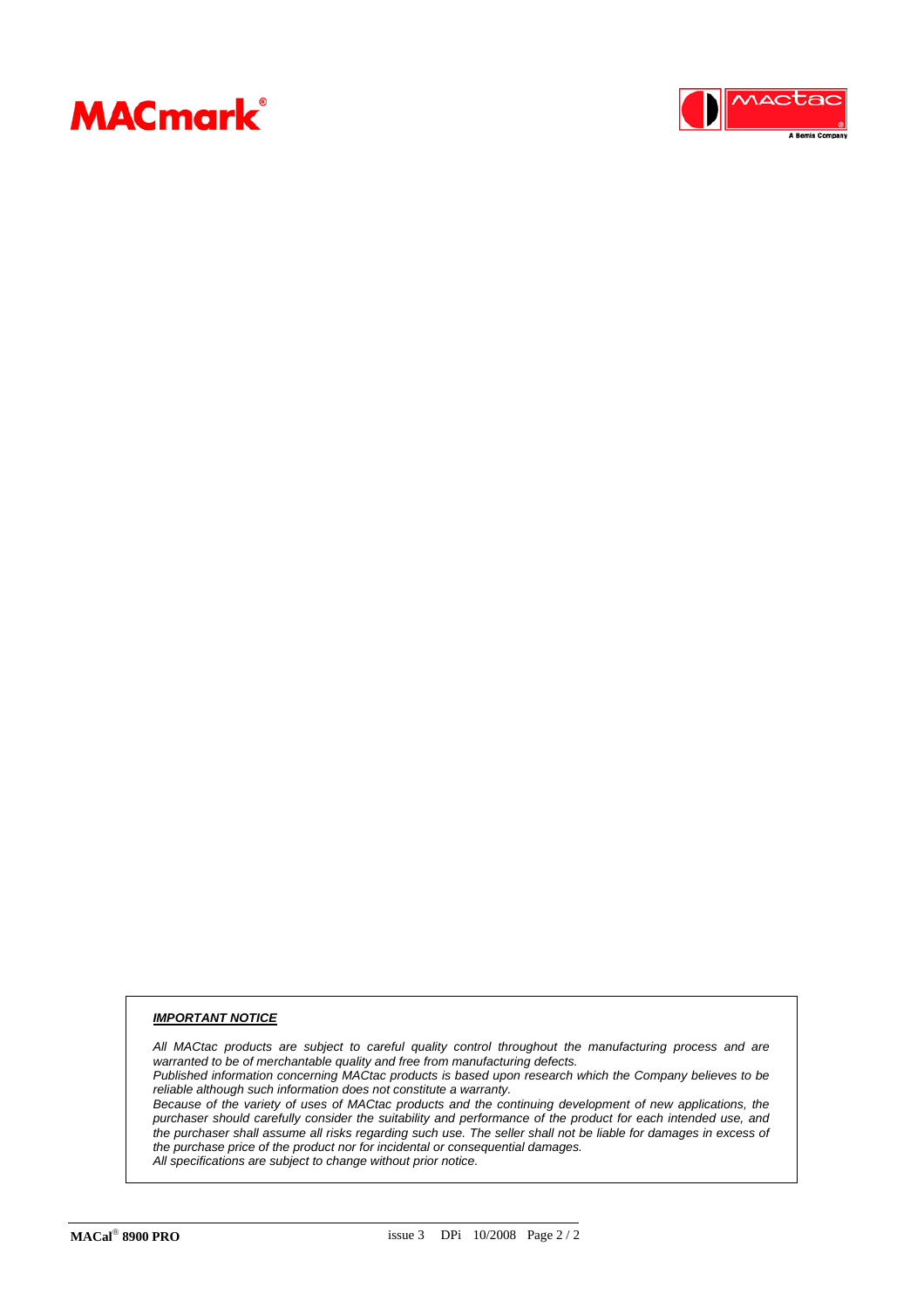***IMPORTANT NOTICE***

*All MACtac products are subject to careful quality control throughout the manufacturing process and are warranted to be of merchantable quality and free from manufacturing defects.*
*Published information concerning MACtac products is based upon research which the Company believes to be reliable although such information does not constitute a warranty.*
*Because of the variety of uses of MACtac products and the continuing development of new applications, the purchaser should carefully consider the suitability and performance of the product for each intended use, and the purchaser shall assume all risks regarding such use. The seller shall not be liable for damages in excess of the purchase price of the product nor for incidental or consequential damages.*
*All specifications are subject to change without prior notice.*